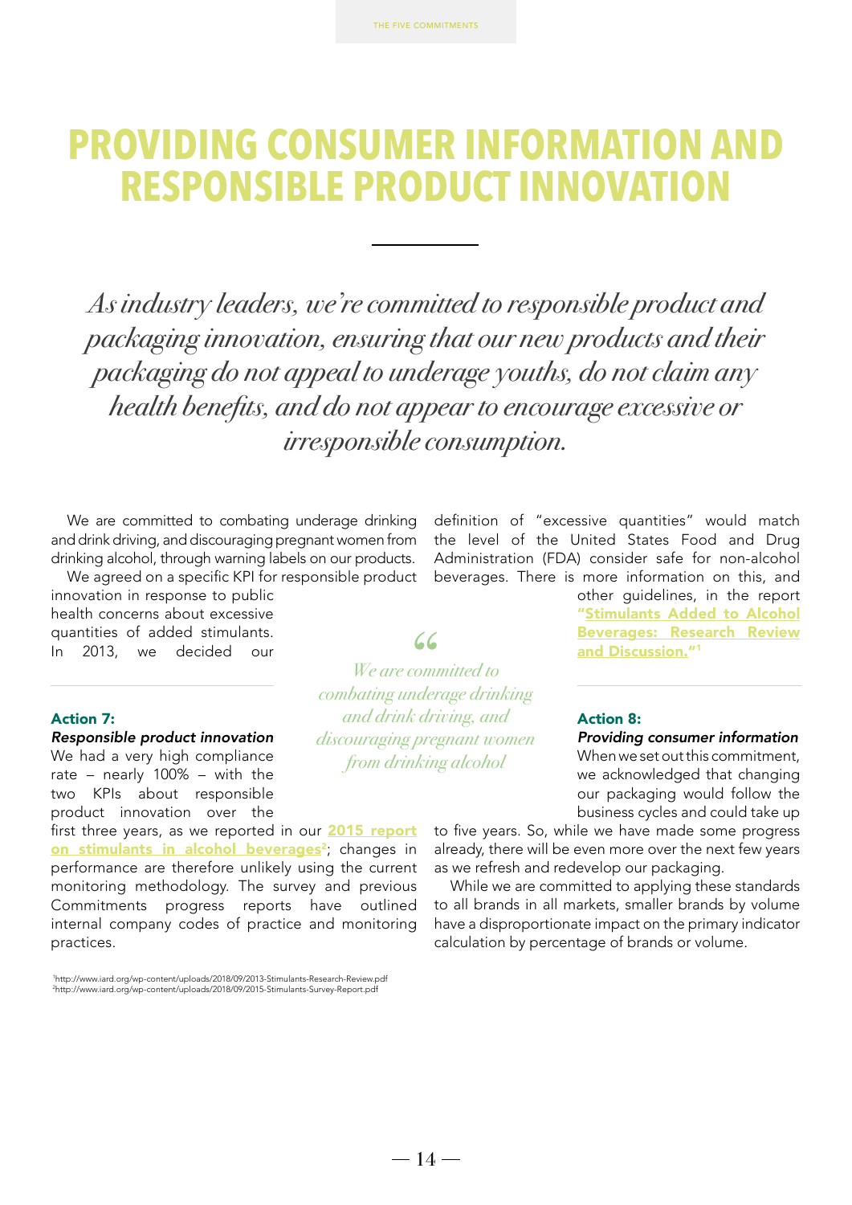# PROVIDING CONSUMER INFORMATION AND RESPONSIBLE PRODUCT INNOVATION

*As industry leaders, we're committed to responsible product and packaging innovation, ensuring that our new products and their packaging do not appeal to underage youths, do not claim any health benefits, and do not appear to encourage excessive or irresponsible consumption.*

We are committed to combating underage drinking and drink driving, and discouraging pregnant women from drinking alcohol, through warning labels on our products.

We agreed on a specific KPI for responsible product innovation in response to public health concerns about excessive quantities of added stimulants. In 2013, we decided our definition of "excessive quantities" would match the level of the United States Food and Drug Administration (FDA) consider safe for non-alcohol beverages. There is more information on this, and other guidelines, in the report **"Stimulants Added to Alcohol Beverages: Research Review and Discussion."**[1]

> *We are committed to combating underage drinking and drink driving, and discouraging pregnant women from drinking alcohol*

### Action 7:

***Responsible product innovation***

We had a very high compliance rate – nearly 100% – with the two KPIs about responsible product innovation over the first three years, as we reported in our **2015 report on stimulants in alcohol beverages**[2]; changes in performance are therefore unlikely using the current monitoring methodology. The survey and previous Commitments progress reports have outlined internal company codes of practice and monitoring practices.

### Action 8:

***Providing consumer information***

When we set out this commitment, we acknowledged that changing our packaging would follow the business cycles and could take up to five years. So, while we have made some progress already, there will be even more over the next few years as we refresh and redevelop our packaging.

While we are committed to applying these standards to all brands in all markets, smaller brands by volume have a disproportionate impact on the primary indicator calculation by percentage of brands or volume.

[1] http://www.iard.org/wp-content/uploads/2018/09/2013-Stimulants-Research-Review.pdf
[2] http://www.iard.org/wp-content/uploads/2018/09/2015-Stimulants-Survey-Report.pdf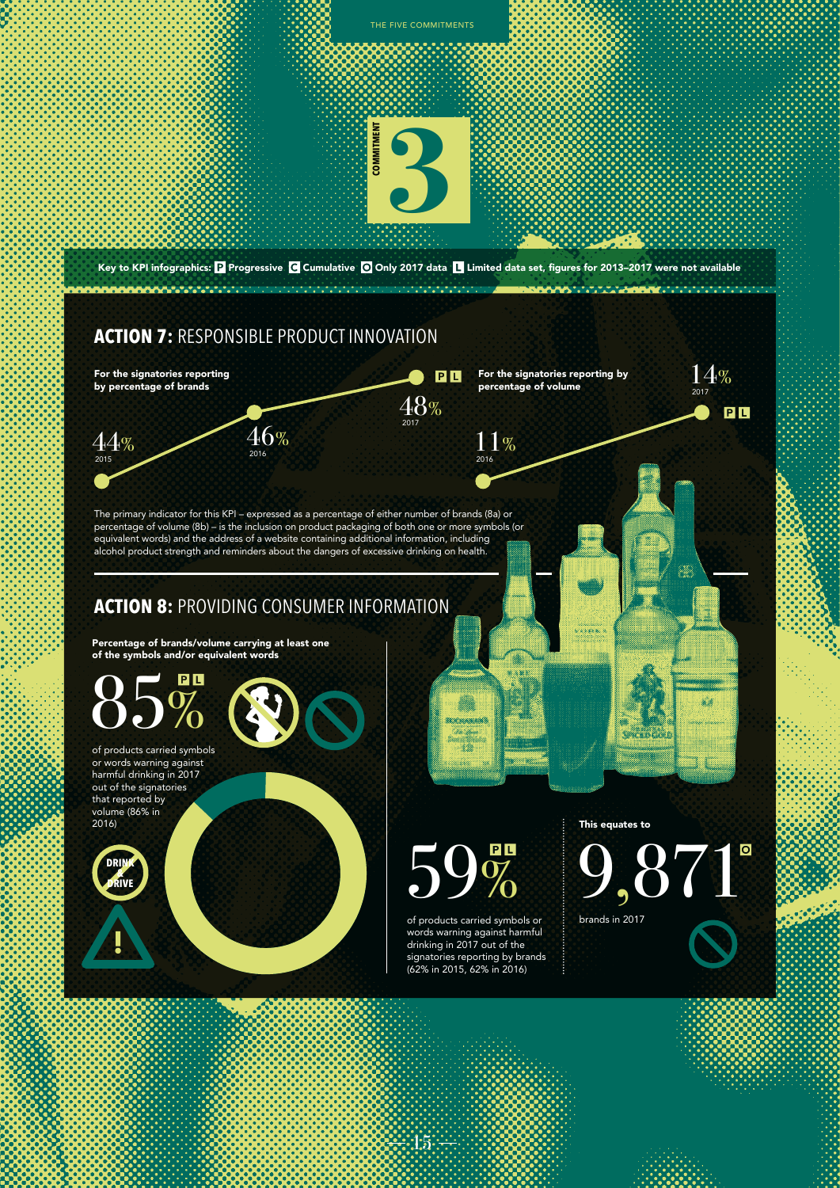# COMMITMENT 3

**Key to KPI infographics:** **P** Progressive **C** Cumulative **O** Only 2017 data **L** Limited data set, figures for 2013–2017 were not available

## ACTION 7: RESPONSIBLE PRODUCT INNOVATION

**For the signatories reporting by percentage of brands**

44% (2015) — 46% (2016) — 48% (2017) P L

**For the signatories reporting by percentage of volume**

11% (2016) — 14% (2017) P L

The primary indicator for this KPI – expressed as a percentage of either number of brands (8a) or percentage of volume (8b) – is the inclusion on product packaging of both one or more symbols (or equivalent words) and the address of a website containing additional information, including alcohol product strength and reminders about the dangers of excessive drinking on health.

## ACTION 8: PROVIDING CONSUMER INFORMATION

**Percentage of brands/volume carrying at least one of the symbols and/or equivalent words**

85% P L

of products carried symbols or words warning against harmful drinking in 2017 out of the signatories that reported by volume (86% in 2016)

59% P L

of products carried symbols or words warning against harmful drinking in 2017 out of the signatories reporting by brands (62% in 2015, 62% in 2016)

**This equates to**

9,871 O

brands in 2017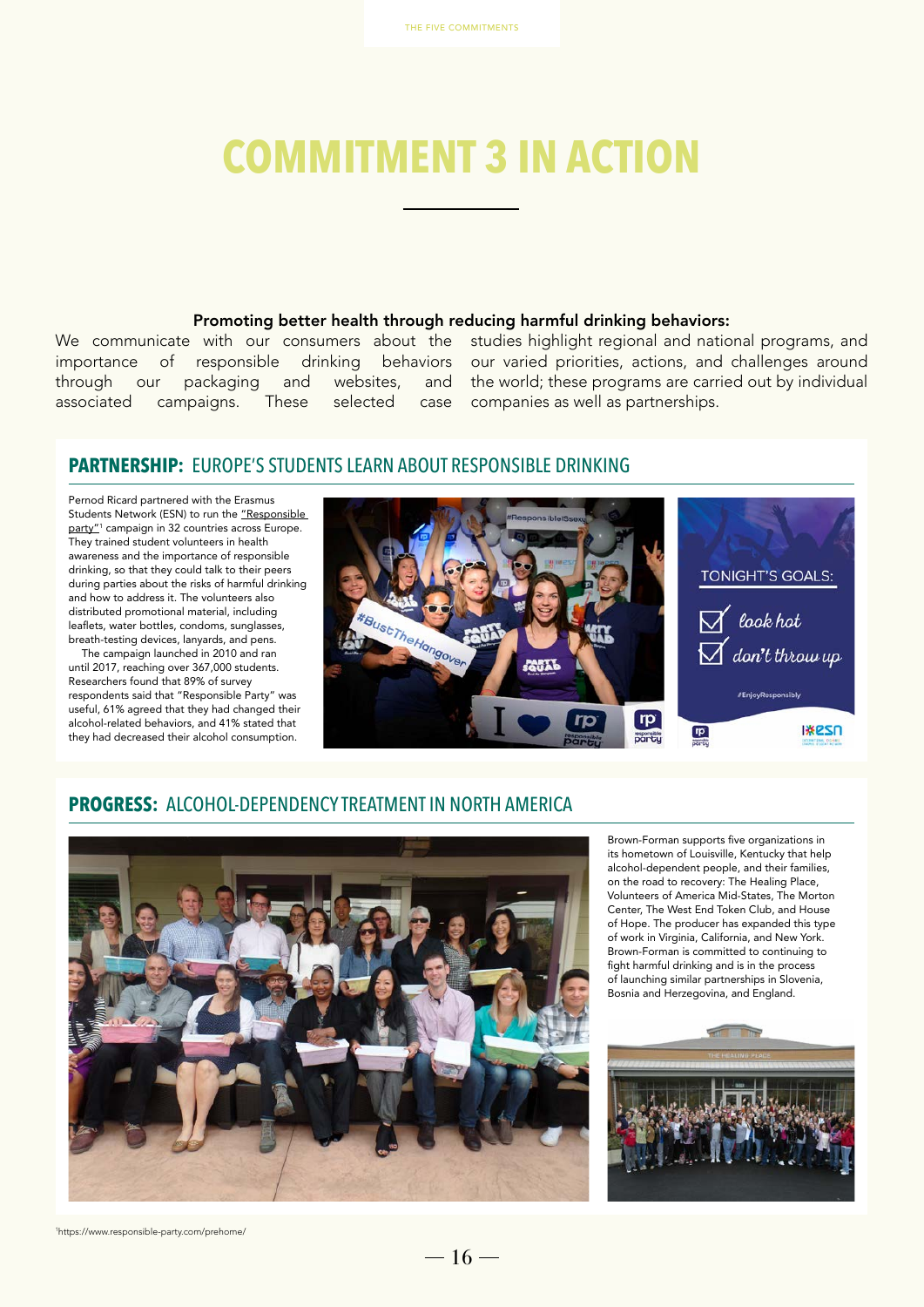# COMMITMENT 3 IN ACTION

**Promoting better health through reducing harmful drinking behaviors:**

We communicate with our consumers about the importance of responsible drinking behaviors through our packaging and websites, and associated campaigns. These selected case studies highlight regional and national programs, and our varied priorities, actions, and challenges around the world; these programs are carried out by individual companies as well as partnerships.

## PARTNERSHIP: EUROPE'S STUDENTS LEARN ABOUT RESPONSIBLE DRINKING

Pernod Ricard partnered with the Erasmus Students Network (ESN) to run the "Responsible party"[1] campaign in 32 countries across Europe. They trained student volunteers in health awareness and the importance of responsible drinking, so that they could talk to their peers during parties about the risks of harmful drinking and how to address it. The volunteers also distributed promotional material, including leaflets, water bottles, condoms, sunglasses, breath-testing devices, lanyards, and pens.

The campaign launched in 2010 and ran until 2017, reaching over 367,000 students. Researchers found that 89% of survey respondents said that "Responsible Party" was useful, 61% agreed that they had changed their alcohol-related behaviors, and 41% stated that they had decreased their alcohol consumption.

## PROGRESS: ALCOHOL-DEPENDENCY TREATMENT IN NORTH AMERICA

Brown-Forman supports five organizations in its hometown of Louisville, Kentucky that help alcohol-dependent people, and their families, on the road to recovery: The Healing Place, Volunteers of America Mid-States, The Morton Center, The West End Token Club, and House of Hope. The producer has expanded this type of work in Virginia, California, and New York. Brown-Forman is committed to continuing to fight harmful drinking and is in the process of launching similar partnerships in Slovenia, Bosnia and Herzegovina, and England.

[1]https://www.responsible-party.com/prehome/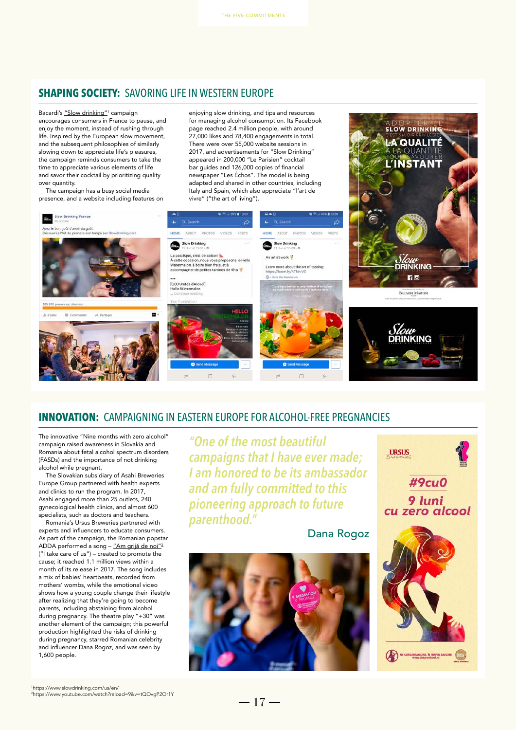## SHAPING SOCIETY: SAVORING LIFE IN WESTERN EUROPE

Bacardi's "Slow drinking"[1] campaign encourages consumers in France to pause, and enjoy the moment, instead of rushing through life. Inspired by the European slow movement, and the subsequent philosophies of similarly slowing down to appreciate life's pleasures, the campaign reminds consumers to take the time to appreciate various elements of life and savor their cocktail by prioritizing quality over quantity.

The campaign has a busy social media presence, and a website including features on enjoying slow drinking, and tips and resources for managing alcohol consumption. Its Facebook page reached 2.4 million people, with around 27,000 likes and 78,400 engagements in total. There were over 55,000 website sessions in 2017, and advertisements for "Slow Drinking" appeared in 200,000 "Le Parisien" cocktail bar guides and 126,000 copies of financial newspaper "Les Échos". The model is being adapted and shared in other countries, including Italy and Spain, which also appreciate "l'art de vivre" ("the art of living").

## INNOVATION: CAMPAIGNING IN EASTERN EUROPE FOR ALCOHOL-FREE PREGNANCIES

The innovative "Nine months with zero alcohol" campaign raised awareness in Slovakia and Romania about fetal alcohol spectrum disorders (FASDs) and the importance of not drinking alcohol while pregnant.

The Slovakian subsidiary of Asahi Breweries Europe Group partnered with health experts and clinics to the program. In 2017, Asahi engaged more than 25 outlets, 240 gynecological health clinics, and almost 600 specialists, such as doctors and teachers.

Romania's Ursus Breweries partnered with experts and influencers to educate consumers. As part of the campaign, the Romanian popstar ADDA performed a song – "Am grijă de noi"[2] ("I take care of us") – created to promote the cause; it reached 1.1 million views within a month of its release in 2017. The song includes a mix of babies' heartbeats, recorded from mothers' wombs, while the emotional video shows how a young couple change their lifestyle after realizing that they're going to become parents, including abstaining from alcohol during pregnancy. The theatre play "+30" was another element of the campaign; this powerful production highlighted the risks of drinking during pregnancy, starred Romanian celebrity and influencer Dana Rogoz, and was seen by 1,600 people.

*"One of the most beautiful campaigns that I have ever made; I am honored to be its ambassador and am fully committed to this pioneering approach to future parenthood."*

Dana Rogoz

[1]https://www.slowdrinking.com/us/en/
[2]https://www.youtube.com/watch?reload=9&v=tQOvgP2Or1Y